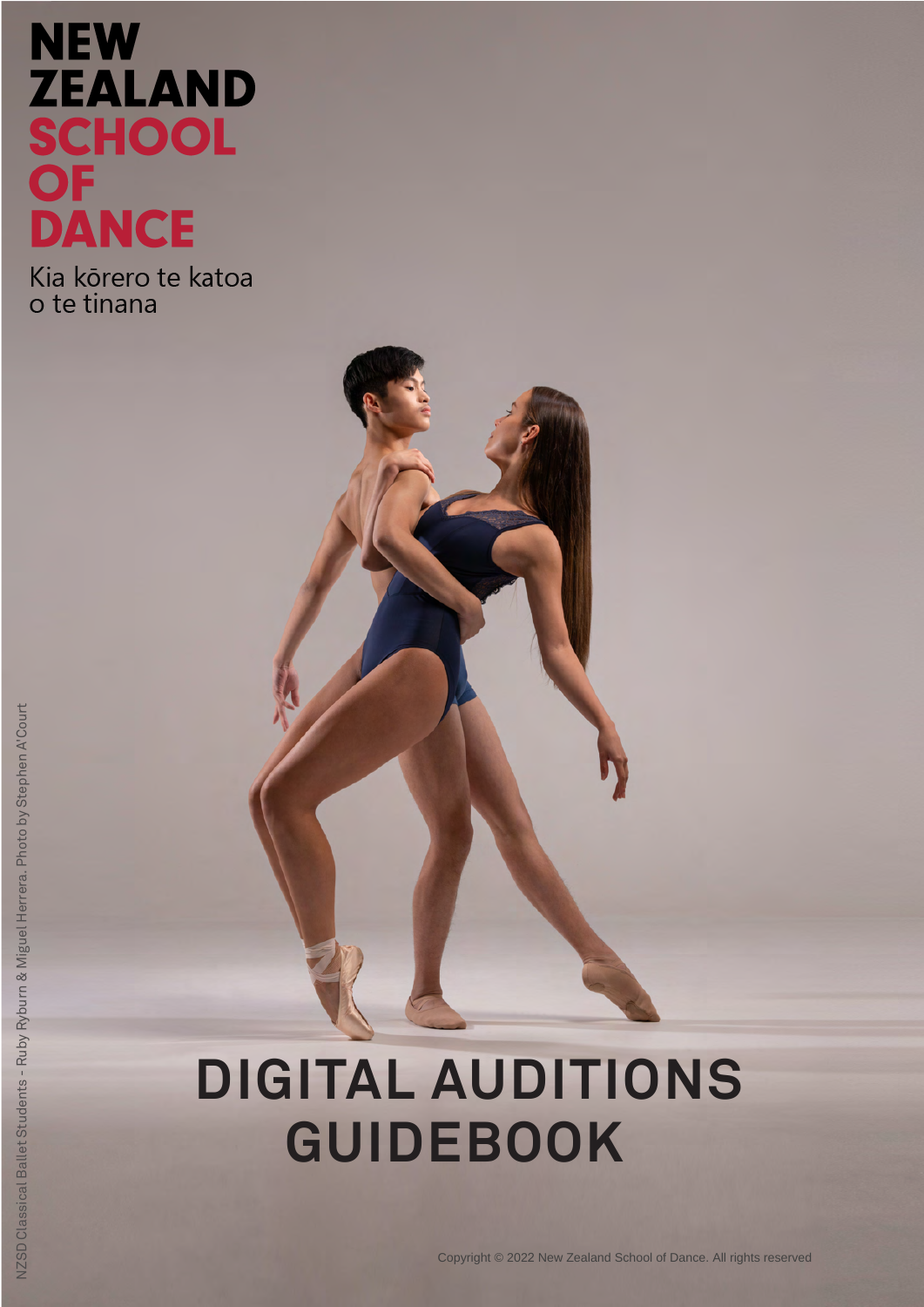# NEW ZEALAND SCHOOL OF DANCE

Kia kōrero te katoa o te tinana

NZSD Classical Ballet Students - Ruby Ryburn & Miguel Herrera. Photo by Stephen A'Court

# DIGITAL AUDITIONS GUIDEBOOK

Copyright © 2022 New Zealand School of Dance. All rights reserved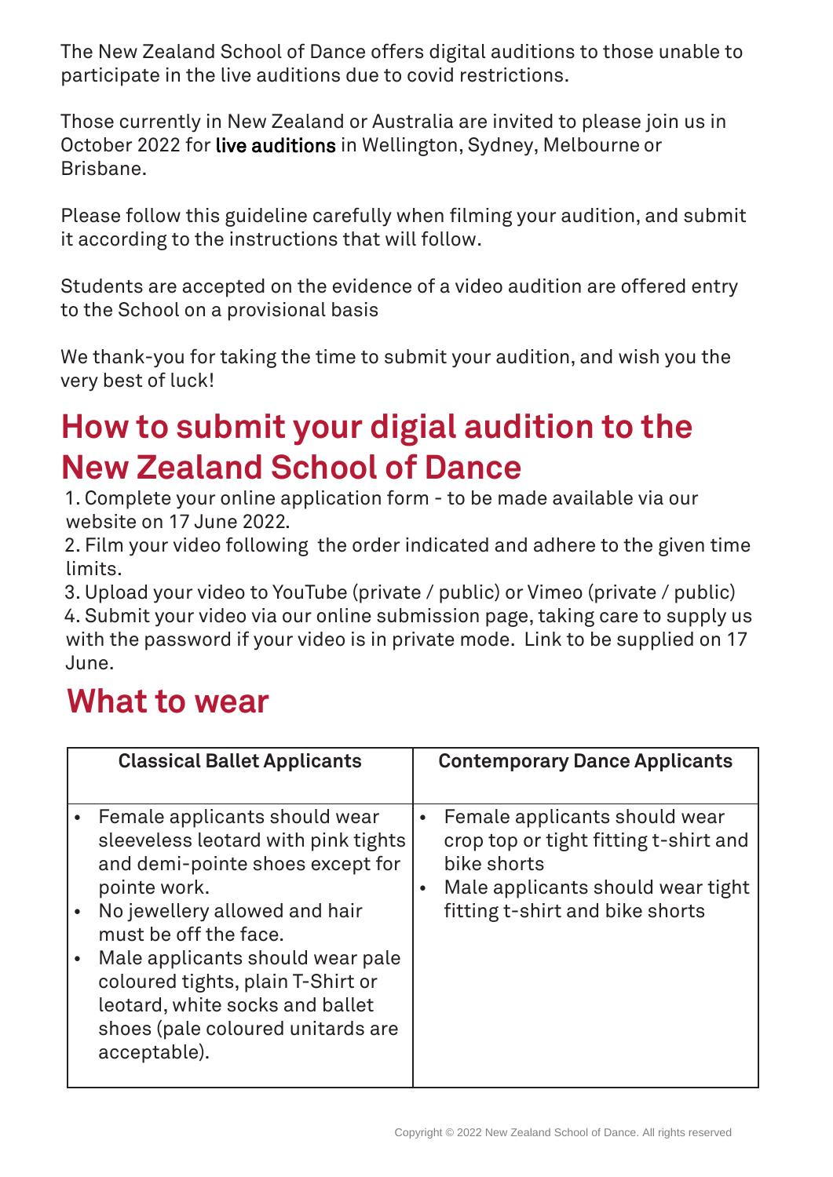The New Zealand School of Dance offers digital auditions to those unable to participate in the live auditions due to covid restrictions.

Those currently in New Zealand or Australia are invited to please join us in October 2022 for live auditions in Wellington, Sydney, Melbourne or Brisbane.

Please follow this guideline carefully when filming your audition, and submit it according to the instructions that will follow.

Students are accepted on the evidence of a video audition are offered entry to the School on a provisional basis

We thank-you for taking the time to submit your audition, and wish you the very best of luck!

## How to submit your digial audition to the New Zealand School of Dance

1. Complete your online application form - to be made available via our website on 17 June 2022.
2. Film your video following the order indicated and adhere to the given time limits.
3. Upload your video to YouTube (private / public) or Vimeo (private / public)
4. Submit your video via our online submission page, taking care to supply us with the password if your video is in private mode. Link to be supplied on 17 June.

## What to wear

| Classical Ballet Applicants | Contemporary Dance Applicants |
|---|---|
| • Female applicants should wear sleeveless leotard with pink tights and demi-pointe shoes except for pointe work.<br>• No jewellery allowed and hair must be off the face.<br>• Male applicants should wear pale coloured tights, plain T-Shirt or leotard, white socks and ballet shoes (pale coloured unitards are acceptable). | • Female applicants should wear crop top or tight fitting t-shirt and bike shorts<br>• Male applicants should wear tight fitting t-shirt and bike shorts |

Copyright © 2022 New Zealand School of Dance. All rights reserved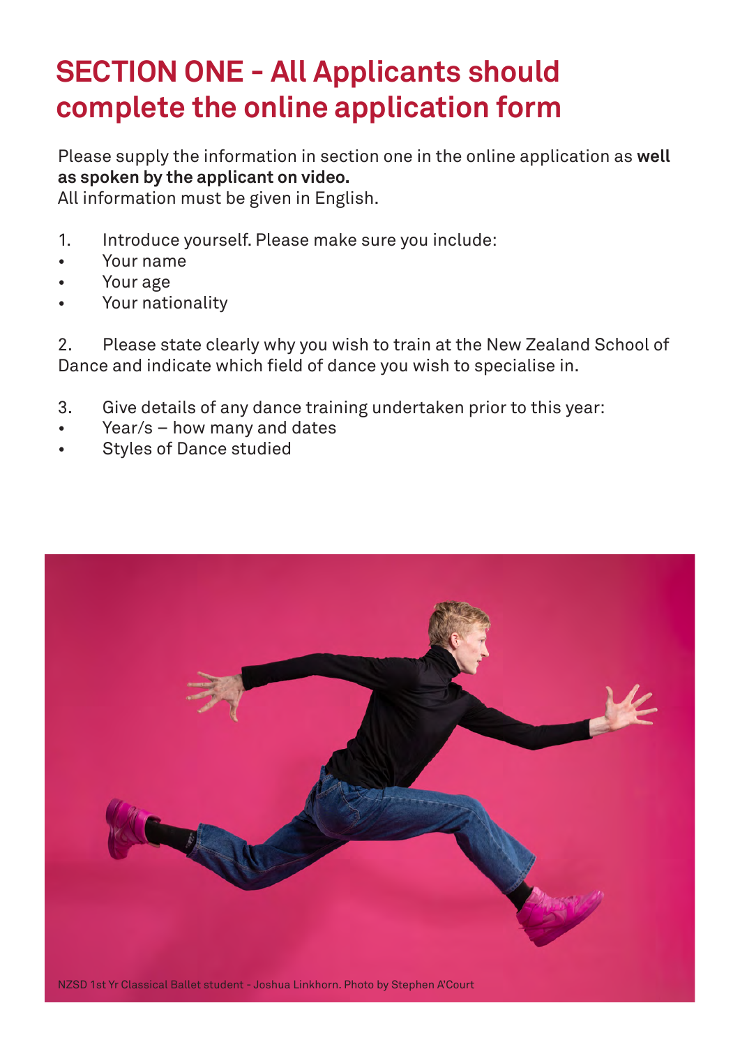# SECTION ONE - All Applicants should complete the online application form

Please supply the information in section one in the online application as **well as spoken by the applicant on video.**
All information must be given in English.

1. Introduce yourself. Please make sure you include:
- Your name
- Your age
- Your nationality

2. Please state clearly why you wish to train at the New Zealand School of Dance and indicate which field of dance you wish to specialise in.

3. Give details of any dance training undertaken prior to this year:
- Year/s – how many and dates
- Styles of Dance studied

NZSD 1st Yr Classical Ballet student - Joshua Linkhorn. Photo by Stephen A'Court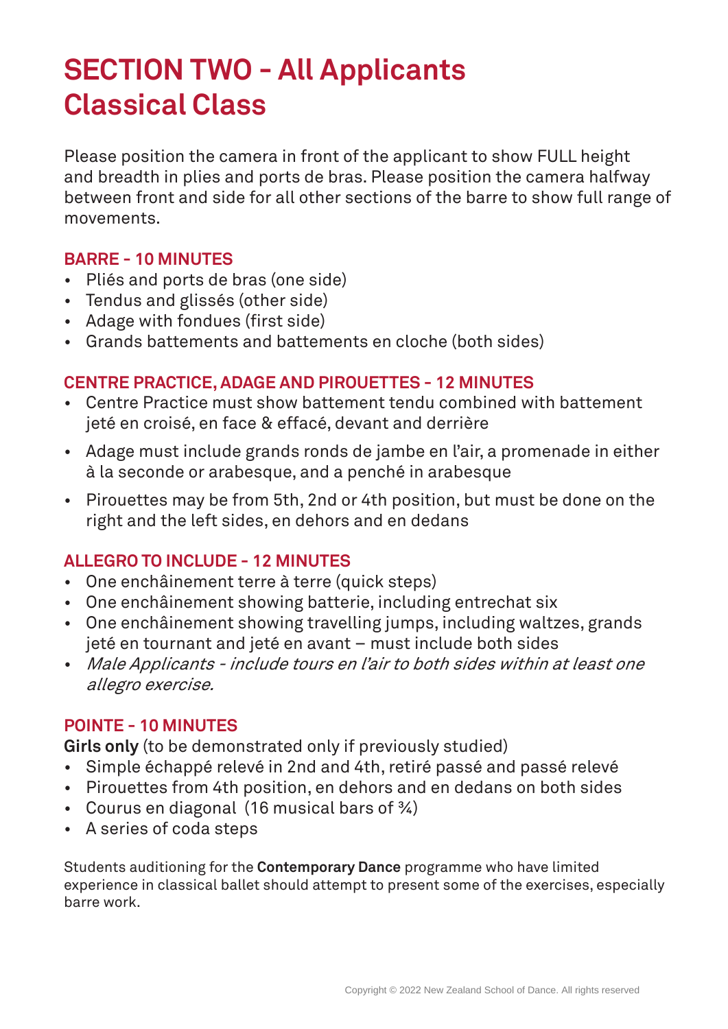# SECTION TWO - All Applicants
# Classical Class

Please position the camera in front of the applicant to show FULL height and breadth in plies and ports de bras. Please position the camera halfway between front and side for all other sections of the barre to show full range of movements.

## BARRE - 10 MINUTES

- Pliés and ports de bras (one side)
- Tendus and glissés (other side)
- Adage with fondues (first side)
- Grands battements and battements en cloche (both sides)

## CENTRE PRACTICE, ADAGE AND PIROUETTES - 12 MINUTES

- Centre Practice must show battement tendu combined with battement jeté en croisé, en face & effacé, devant and derrière
- Adage must include grands ronds de jambe en l'air, a promenade in either à la seconde or arabesque, and a penché in arabesque
- Pirouettes may be from 5th, 2nd or 4th position, but must be done on the right and the left sides, en dehors and en dedans

## ALLEGRO TO INCLUDE - 12 MINUTES

- One enchâinement terre à terre (quick steps)
- One enchâinement showing batterie, including entrechat six
- One enchâinement showing travelling jumps, including waltzes, grands jeté en tournant and jeté en avant – must include both sides
- *Male Applicants - include tours en l'air to both sides within at least one allegro exercise.*

## POINTE - 10 MINUTES

**Girls only** (to be demonstrated only if previously studied)

- Simple échappé relevé in 2nd and 4th, retiré passé and passé relevé
- Pirouettes from 4th position, en dehors and en dedans on both sides
- Courus en diagonal (16 musical bars of ¾)
- A series of coda steps

Students auditioning for the **Contemporary Dance** programme who have limited experience in classical ballet should attempt to present some of the exercises, especially barre work.

Copyright © 2022 New Zealand School of Dance. All rights reserved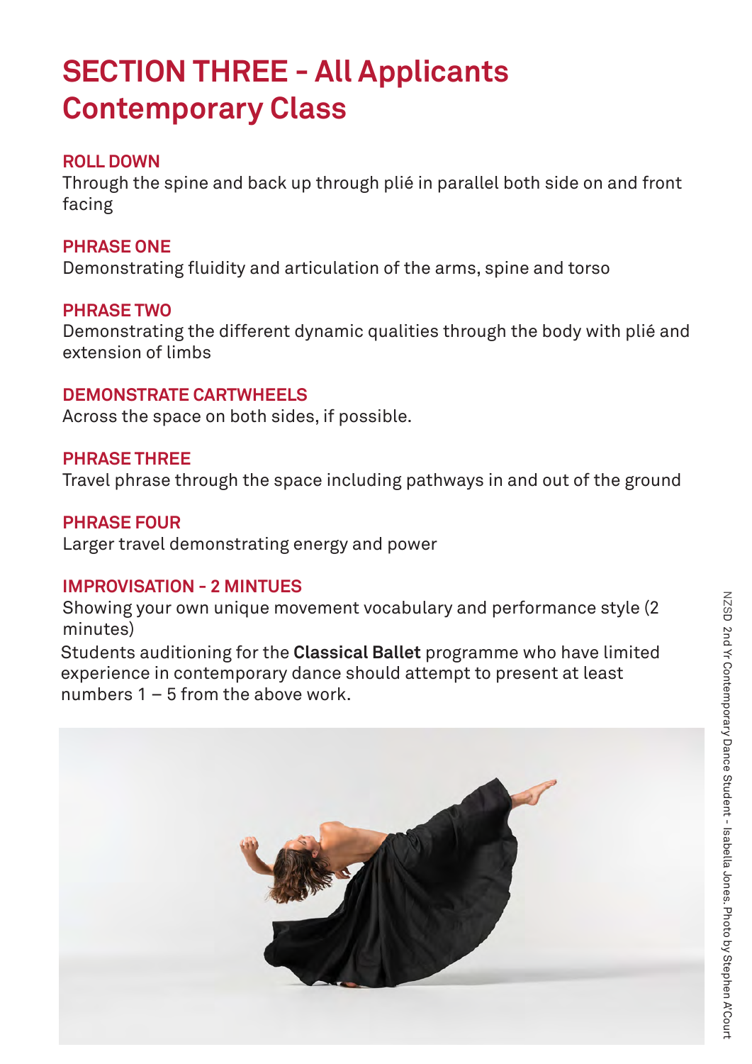# SECTION THREE - All Applicants Contemporary Class

### ROLL DOWN

Through the spine and back up through plié in parallel both side on and front facing

### PHRASE ONE

Demonstrating fluidity and articulation of the arms, spine and torso

### PHRASE TWO

Demonstrating the different dynamic qualities through the body with plié and extension of limbs

### DEMONSTRATE CARTWHEELS

Across the space on both sides, if possible.

### PHRASE THREE

Travel phrase through the space including pathways in and out of the ground

### PHRASE FOUR

Larger travel demonstrating energy and power

### IMPROVISATION - 2 MINTUES

Showing your own unique movement vocabulary and performance style (2 minutes)

Students auditioning for the **Classical Ballet** programme who have limited experience in contemporary dance should attempt to present at least numbers 1 – 5 from the above work.

NZSD 2nd Yr Contemporary Dance Student - Isabella Jones. Photo by Stephen A'Court